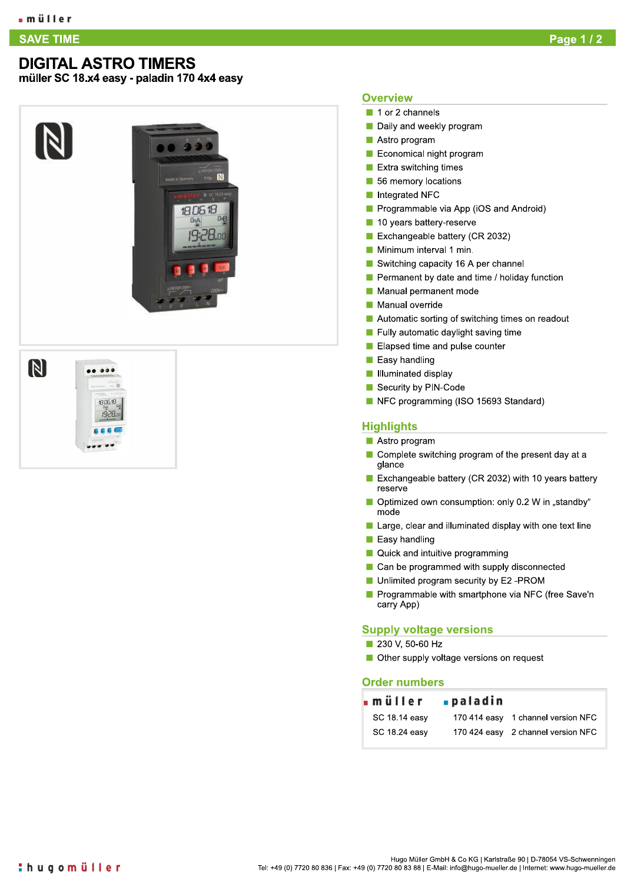SAVE TIME

# DIGITAL ASTRO TIMERS

**müller SC 18.x4 easy - paladin 170 4x4 easy**

## Overview

- 1 or 2 channels
- Daily and weekly program
- Astro program
- Economical night program
- Extra switching times
- 56 memory locations
- Integrated NFC
- Programmable via App (iOS and Android)
- 10 years battery-reserve
- Exchangeable battery (CR 2032)
- Minimum interval 1 min.
- Switching capacity 16 A per channel
- Permanent by date and time / holiday function
- Manual permanent mode
- Manual override
- Automatic sorting of switching times on readout
- Fully automatic daylight saving time
- Elapsed time and pulse counter
- Easy handling
- Illuminated display
- Security by PIN-Code
- NFC programming (ISO 15693 Standard)

## Highlights

- Astro program
- Complete switching program of the present day at a glance
- Exchangeable battery (CR 2032) with 10 years battery reserve
- Optimized own consumption: only 0.2 W in „standby“ mode
- Large, clear and illuminated display with one text line
- Easy handling
- Quick and intuitive programming
- Can be programmed with supply disconnected
- Unlimited program security by E2 -PROM
- Programmable with smartphone via NFC (free Save'n carry App)

## Supply voltage versions

- 230 V, 50-60 Hz
- Other supply voltage versions on request

## Order numbers

| müller | paladin | |
|---|---|---|
| SC 18.14 easy | 170 414 easy | 1 channel version NFC |
| SC 18.24 easy | 170 424 easy | 2 channel version NFC |

Hugo Müller GmbH & Co KG | Karlstraße 90 | D-78054 VS-Schwenningen
Tel: +49 (0) 7720 80 836 | Fax: +49 (0) 7720 80 83 88 | E-Mail: info@hugo-mueller.de | Internet: www.hugo-mueller.de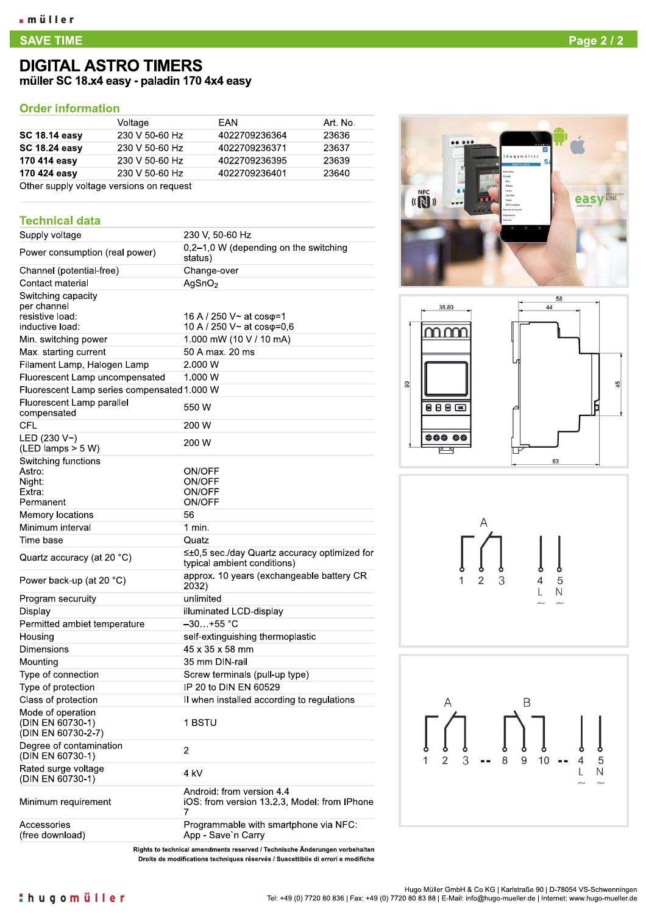# DIGITAL ASTRO TIMERS

**müller SC 18.x4 easy - paladin 170 4x4 easy**

## Order information

| | Voltage | EAN | Art. No. |
|---|---|---|---|
| **SC 18.14 easy** | 230 V 50-60 Hz | 4022709236364 | 23636 |
| **SC 18.24 easy** | 230 V 50-60 Hz | 4022709236371 | 23637 |
| **170 414 easy** | 230 V 50-60 Hz | 4022709236395 | 23639 |
| **170 424 easy** | 230 V 50-60 Hz | 4022709236401 | 23640 |

Other supply voltage versions on request

## Technical data

| | |
|---|---|
| Supply voltage | 230 V, 50-60 Hz |
| Power consumption (real power) | 0,2–1,0 W (depending on the switching status) |
| Channel (potential-free) | Change-over |
| Contact material | $AgSnO_2$ |
| Switching capacity per channel<br>resistive load:<br>inductive load: | <br><br>16 A / 250 V~ at cosφ=1<br>10 A / 250 V~ at cosφ=0,6 |
| Min. switching power | 1.000 mW (10 V / 10 mA) |
| Max. starting current | 50 A max. 20 ms |
| Filament Lamp, Halogen Lamp | 2.000 W |
| Fluorescent Lamp uncompensated | 1.000 W |
| Fluorescent Lamp series compensated | 1.000 W |
| Fluorescent Lamp parallel compensated | 550 W |
| CFL | 200 W |
| LED (230 V~)<br>(LED lamps > 5 W) | 200 W |
| Switching functions<br>Astro:<br>Night:<br>Extra:<br>Permanent | <br>ON/OFF<br>ON/OFF<br>ON/OFF<br>ON/OFF |
| Memory locations | 56 |
| Minimum interval | 1 min. |
| Time base | Quatz |
| Quartz accuracy (at 20 °C) | ≤±0,5 sec./day Quartz accuracy optimized for typical ambient conditions) |
| Power back-up (at 20 °C) | approx. 10 years (exchangeable battery CR 2032) |
| Program securicity | unlimited |
| Display | illuminated LCD-display |
| Permitted ambiet temperature | –30…+55 °C |
| Housing | self-extinguishing thermoplastic |
| Dimensions | 45 x 35 x 58 mm |
| Mounting | 35 mm DIN-rail |
| Type of connection | Screw terminals (pull-up type) |
| Type of protection | IP 20 to DIN EN 60529 |
| Class of protection | II when installed according to regulations |
| Mode of operation<br>(DIN EN 60730-1)<br>(DIN EN 60730-2-7) | 1 BSTU |
| Degree of contamination<br>(DIN EN 60730-1) | 2 |
| Rated surge voltage<br>(DIN EN 60730-1) | 4 kV |
| Minimum requirement | Android: from version 4.4<br>iOS: from version 13.2.3, Model: from IPhone 7 |
| Accessories<br>(free download) | Programmable with smartphone via NFC:<br>App - Save`n Carry |

Rights to technical amendments reserved / Technische Änderungen vorbehalten
Droits de modifications techniques réservés / Suscettibile di errori e modifiche

35,80
90
58
44
45
63

A
1 2 3
4 L ~
5 N ~

A B
1 2 3 8 9 10
4 L ~
5 N ~

Hugo Müller GmbH & Co KG | Karlstraße 90 | D-78054 VS-Schwenningen
Tel: +49 (0) 7720 80 836 | Fax: +49 (0) 7720 80 83 88 | E-Mail: info@hugo-mueller.de | Internet: www.hugo-mueller.de